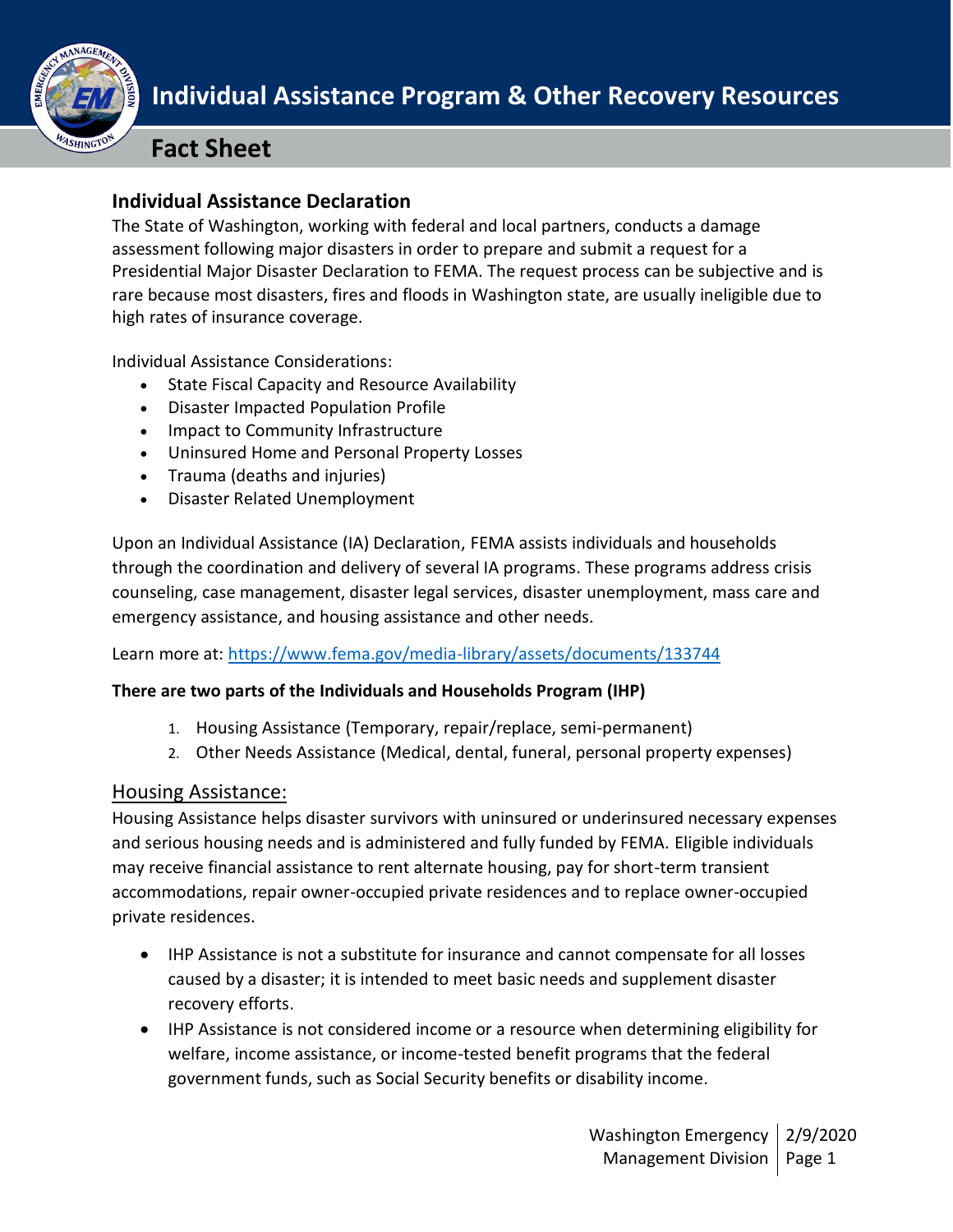# Individual Assistance Program & Other Recovery Resources

## Fact Sheet

### Individual Assistance Declaration

The State of Washington, working with federal and local partners, conducts a damage assessment following major disasters in order to prepare and submit a request for a Presidential Major Disaster Declaration to FEMA. The request process can be subjective and is rare because most disasters, fires and floods in Washington state, are usually ineligible due to high rates of insurance coverage.

Individual Assistance Considerations:

- State Fiscal Capacity and Resource Availability
- Disaster Impacted Population Profile
- Impact to Community Infrastructure
- Uninsured Home and Personal Property Losses
- Trauma (deaths and injuries)
- Disaster Related Unemployment

Upon an Individual Assistance (IA) Declaration, FEMA assists individuals and households through the coordination and delivery of several IA programs. These programs address crisis counseling, case management, disaster legal services, disaster unemployment, mass care and emergency assistance, and housing assistance and other needs.

Learn more at: https://www.fema.gov/media-library/assets/documents/133744

**There are two parts of the Individuals and Households Program (IHP)**

1. Housing Assistance (Temporary, repair/replace, semi-permanent)
2. Other Needs Assistance (Medical, dental, funeral, personal property expenses)

### Housing Assistance:

Housing Assistance helps disaster survivors with uninsured or underinsured necessary expenses and serious housing needs and is administered and fully funded by FEMA. Eligible individuals may receive financial assistance to rent alternate housing, pay for short-term transient accommodations, repair owner-occupied private residences and to replace owner-occupied private residences.

- IHP Assistance is not a substitute for insurance and cannot compensate for all losses caused by a disaster; it is intended to meet basic needs and supplement disaster recovery efforts.
- IHP Assistance is not considered income or a resource when determining eligibility for welfare, income assistance, or income-tested benefit programs that the federal government funds, such as Social Security benefits or disability income.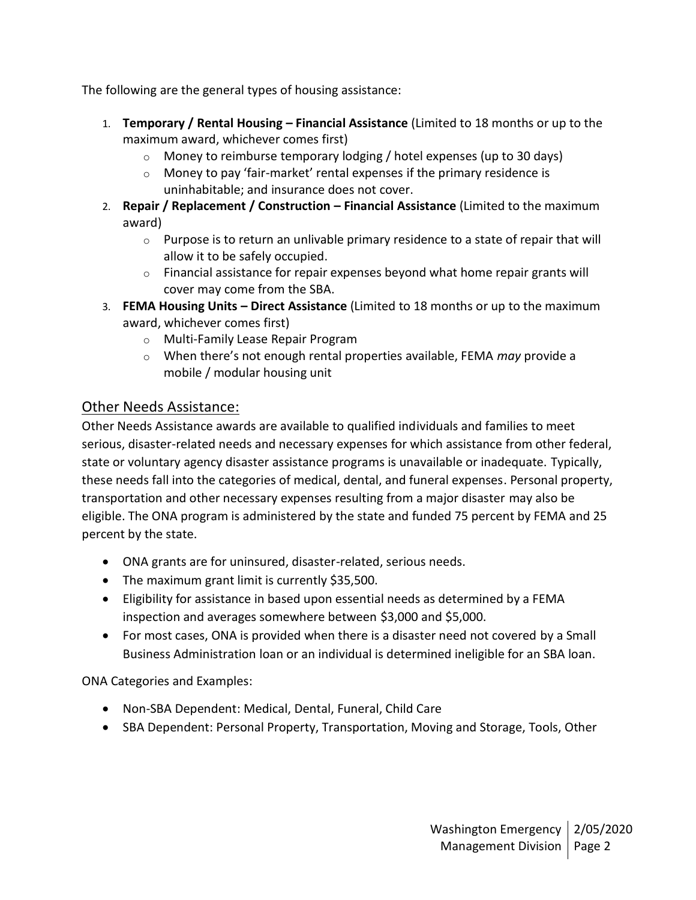The following are the general types of housing assistance:

1. **Temporary / Rental Housing – Financial Assistance** (Limited to 18 months or up to the maximum award, whichever comes first)
   - Money to reimburse temporary lodging / hotel expenses (up to 30 days)
   - Money to pay 'fair-market' rental expenses if the primary residence is uninhabitable; and insurance does not cover.
2. **Repair / Replacement / Construction – Financial Assistance** (Limited to the maximum award)
   - Purpose is to return an unlivable primary residence to a state of repair that will allow it to be safely occupied.
   - Financial assistance for repair expenses beyond what home repair grants will cover may come from the SBA.
3. **FEMA Housing Units – Direct Assistance** (Limited to 18 months or up to the maximum award, whichever comes first)
   - Multi-Family Lease Repair Program
   - When there's not enough rental properties available, FEMA *may* provide a mobile / modular housing unit

## Other Needs Assistance:

Other Needs Assistance awards are available to qualified individuals and families to meet serious, disaster-related needs and necessary expenses for which assistance from other federal, state or voluntary agency disaster assistance programs is unavailable or inadequate. Typically, these needs fall into the categories of medical, dental, and funeral expenses. Personal property, transportation and other necessary expenses resulting from a major disaster may also be eligible. The ONA program is administered by the state and funded 75 percent by FEMA and 25 percent by the state.

- ONA grants are for uninsured, disaster-related, serious needs.
- The maximum grant limit is currently $35,500.
- Eligibility for assistance in based upon essential needs as determined by a FEMA inspection and averages somewhere between $3,000 and $5,000.
- For most cases, ONA is provided when there is a disaster need not covered by a Small Business Administration loan or an individual is determined ineligible for an SBA loan.

ONA Categories and Examples:

- Non-SBA Dependent: Medical, Dental, Funeral, Child Care
- SBA Dependent: Personal Property, Transportation, Moving and Storage, Tools, Other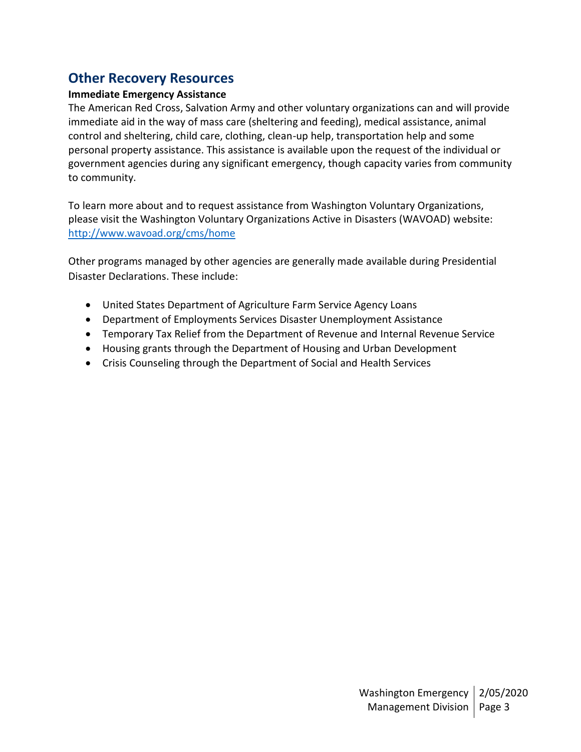## Other Recovery Resources

**Immediate Emergency Assistance**

The American Red Cross, Salvation Army and other voluntary organizations can and will provide immediate aid in the way of mass care (sheltering and feeding), medical assistance, animal control and sheltering, child care, clothing, clean-up help, transportation help and some personal property assistance. This assistance is available upon the request of the individual or government agencies during any significant emergency, though capacity varies from community to community.

To learn more about and to request assistance from Washington Voluntary Organizations, please visit the Washington Voluntary Organizations Active in Disasters (WAVOAD) website: http://www.wavoad.org/cms/home

Other programs managed by other agencies are generally made available during Presidential Disaster Declarations. These include:

- United States Department of Agriculture Farm Service Agency Loans
- Department of Employments Services Disaster Unemployment Assistance
- Temporary Tax Relief from the Department of Revenue and Internal Revenue Service
- Housing grants through the Department of Housing and Urban Development
- Crisis Counseling through the Department of Social and Health Services